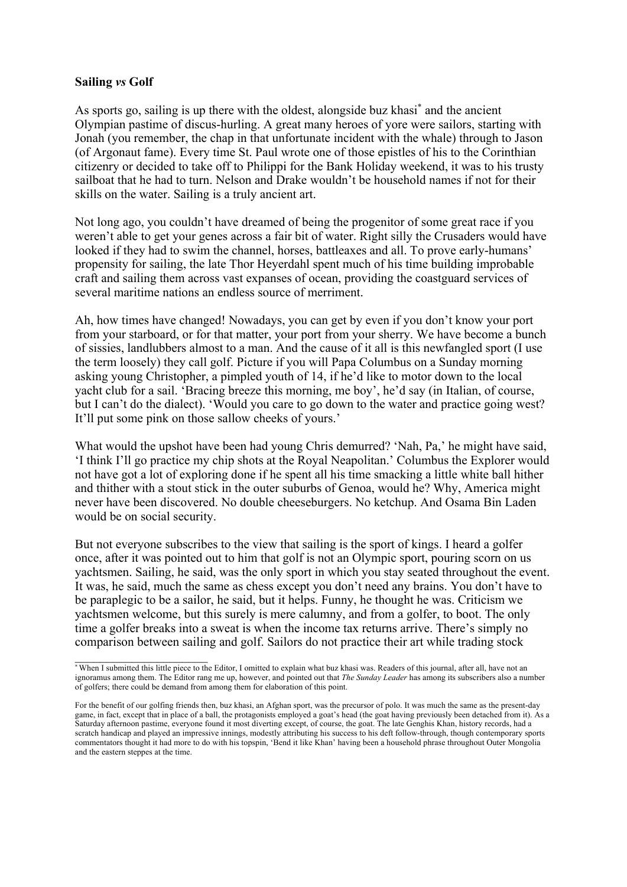**Sailing *vs* Golf**

As sports go, sailing is up there with the oldest, alongside buz khasi* and the ancient Olympian pastime of discus-hurling. A great many heroes of yore were sailors, starting with Jonah (you remember, the chap in that unfortunate incident with the whale) through to Jason (of Argonaut fame). Every time St. Paul wrote one of those epistles of his to the Corinthian citizenry or decided to take off to Philippi for the Bank Holiday weekend, it was to his trusty sailboat that he had to turn. Nelson and Drake wouldn't be household names if not for their skills on the water. Sailing is a truly ancient art.

Not long ago, you couldn't have dreamed of being the progenitor of some great race if you weren't able to get your genes across a fair bit of water. Right silly the Crusaders would have looked if they had to swim the channel, horses, battleaxes and all. To prove early-humans' propensity for sailing, the late Thor Heyerdahl spent much of his time building improbable craft and sailing them across vast expanses of ocean, providing the coastguard services of several maritime nations an endless source of merriment.

Ah, how times have changed! Nowadays, you can get by even if you don't know your port from your starboard, or for that matter, your port from your sherry. We have become a bunch of sissies, landlubbers almost to a man. And the cause of it all is this newfangled sport (I use the term loosely) they call golf. Picture if you will Papa Columbus on a Sunday morning asking young Christopher, a pimpled youth of 14, if he'd like to motor down to the local yacht club for a sail. 'Bracing breeze this morning, me boy', he'd say (in Italian, of course, but I can't do the dialect). 'Would you care to go down to the water and practice going west? It'll put some pink on those sallow cheeks of yours.'

What would the upshot have been had young Chris demurred? 'Nah, Pa,' he might have said, 'I think I'll go practice my chip shots at the Royal Neapolitan.' Columbus the Explorer would not have got a lot of exploring done if he spent all his time smacking a little white ball hither and thither with a stout stick in the outer suburbs of Genoa, would he? Why, America might never have been discovered. No double cheeseburgers. No ketchup. And Osama Bin Laden would be on social security.

But not everyone subscribes to the view that sailing is the sport of kings. I heard a golfer once, after it was pointed out to him that golf is not an Olympic sport, pouring scorn on us yachtsmen. Sailing, he said, was the only sport in which you stay seated throughout the event. It was, he said, much the same as chess except you don't need any brains. You don't have to be paraplegic to be a sailor, he said, but it helps. Funny, he thought he was. Criticism we yachtsmen welcome, but this surely is mere calumny, and from a golfer, to boot. The only time a golfer breaks into a sweat is when the income tax returns arrive. There's simply no comparison between sailing and golf. Sailors do not practice their art while trading stock

---

* When I submitted this little piece to the Editor, I omitted to explain what buz khasi was. Readers of this journal, after all, have not an ignoramus among them. The Editor rang me up, however, and pointed out that *The Sunday Leader* has among its subscribers also a number of golfers; there could be demand from among them for elaboration of this point.

For the benefit of our golfing friends then, buz khasi, an Afghan sport, was the precursor of polo. It was much the same as the present-day game, in fact, except that in place of a ball, the protagonists employed a goat's head (the goat having previously been detached from it). As a Saturday afternoon pastime, everyone found it most diverting except, of course, the goat. The late Genghis Khan, history records, had a scratch handicap and played an impressive innings, modestly attributing his success to his deft follow-through, though contemporary sports commentators thought it had more to do with his topspin, 'Bend it like Khan' having been a household phrase throughout Outer Mongolia and the eastern steppes at the time.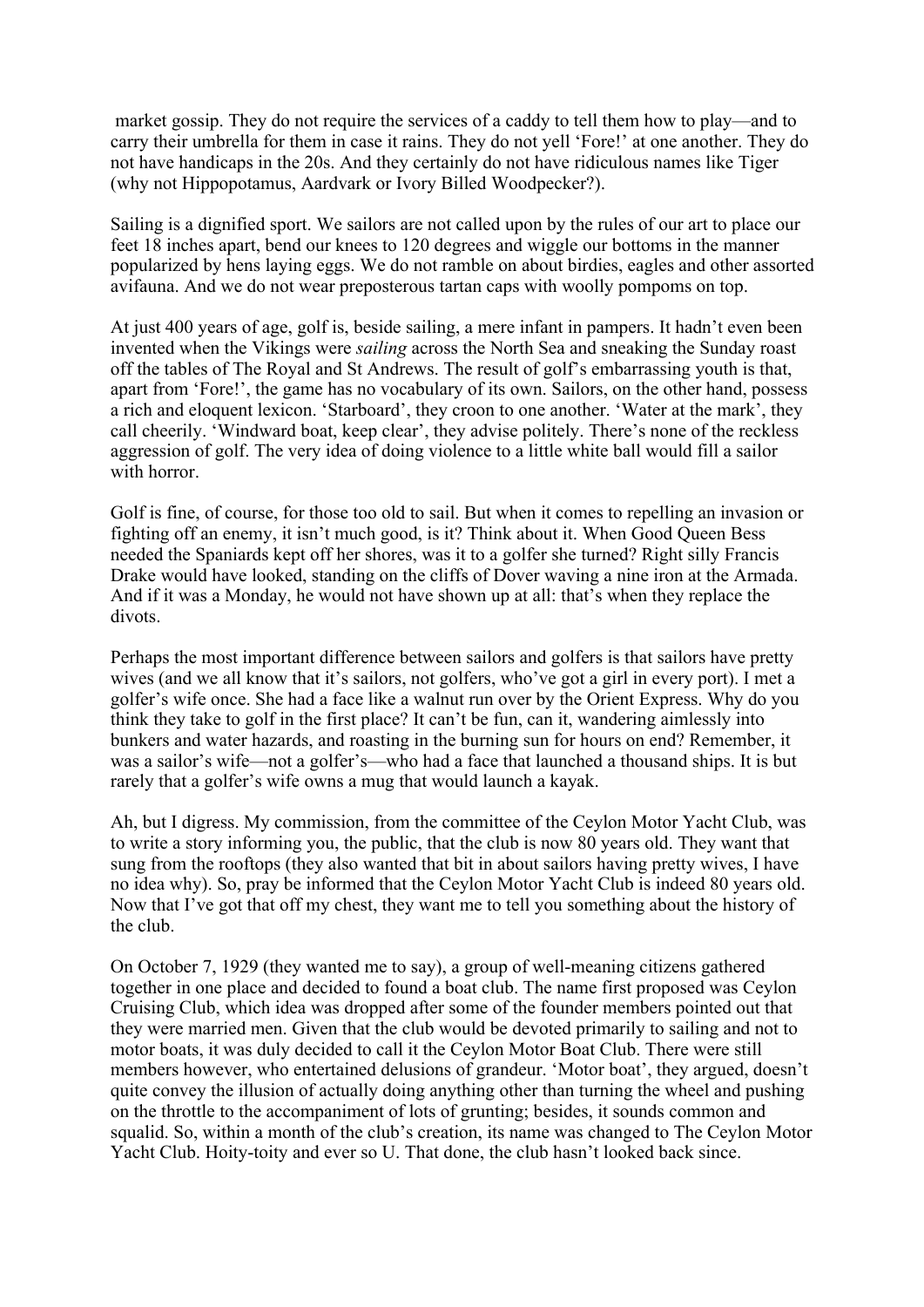market gossip. They do not require the services of a caddy to tell them how to play—and to carry their umbrella for them in case it rains. They do not yell 'Fore!' at one another. They do not have handicaps in the 20s. And they certainly do not have ridiculous names like Tiger (why not Hippopotamus, Aardvark or Ivory Billed Woodpecker?).

Sailing is a dignified sport. We sailors are not called upon by the rules of our art to place our feet 18 inches apart, bend our knees to 120 degrees and wiggle our bottoms in the manner popularized by hens laying eggs. We do not ramble on about birdies, eagles and other assorted avifauna. And we do not wear preposterous tartan caps with woolly pompoms on top.

At just 400 years of age, golf is, beside sailing, a mere infant in pampers. It hadn't even been invented when the Vikings were *sailing* across the North Sea and sneaking the Sunday roast off the tables of The Royal and St Andrews. The result of golf's embarrassing youth is that, apart from 'Fore!', the game has no vocabulary of its own. Sailors, on the other hand, possess a rich and eloquent lexicon. 'Starboard', they croon to one another. 'Water at the mark', they call cheerily. 'Windward boat, keep clear', they advise politely. There's none of the reckless aggression of golf. The very idea of doing violence to a little white ball would fill a sailor with horror.

Golf is fine, of course, for those too old to sail. But when it comes to repelling an invasion or fighting off an enemy, it isn't much good, is it? Think about it. When Good Queen Bess needed the Spaniards kept off her shores, was it to a golfer she turned? Right silly Francis Drake would have looked, standing on the cliffs of Dover waving a nine iron at the Armada. And if it was a Monday, he would not have shown up at all: that's when they replace the divots.

Perhaps the most important difference between sailors and golfers is that sailors have pretty wives (and we all know that it's sailors, not golfers, who've got a girl in every port). I met a golfer's wife once. She had a face like a walnut run over by the Orient Express. Why do you think they take to golf in the first place? It can't be fun, can it, wandering aimlessly into bunkers and water hazards, and roasting in the burning sun for hours on end? Remember, it was a sailor's wife—not a golfer's—who had a face that launched a thousand ships. It is but rarely that a golfer's wife owns a mug that would launch a kayak.

Ah, but I digress. My commission, from the committee of the Ceylon Motor Yacht Club, was to write a story informing you, the public, that the club is now 80 years old. They want that sung from the rooftops (they also wanted that bit in about sailors having pretty wives, I have no idea why). So, pray be informed that the Ceylon Motor Yacht Club is indeed 80 years old. Now that I've got that off my chest, they want me to tell you something about the history of the club.

On October 7, 1929 (they wanted me to say), a group of well-meaning citizens gathered together in one place and decided to found a boat club. The name first proposed was Ceylon Cruising Club, which idea was dropped after some of the founder members pointed out that they were married men. Given that the club would be devoted primarily to sailing and not to motor boats, it was duly decided to call it the Ceylon Motor Boat Club. There were still members however, who entertained delusions of grandeur. 'Motor boat', they argued, doesn't quite convey the illusion of actually doing anything other than turning the wheel and pushing on the throttle to the accompaniment of lots of grunting; besides, it sounds common and squalid. So, within a month of the club's creation, its name was changed to The Ceylon Motor Yacht Club. Hoity-toity and ever so U. That done, the club hasn't looked back since.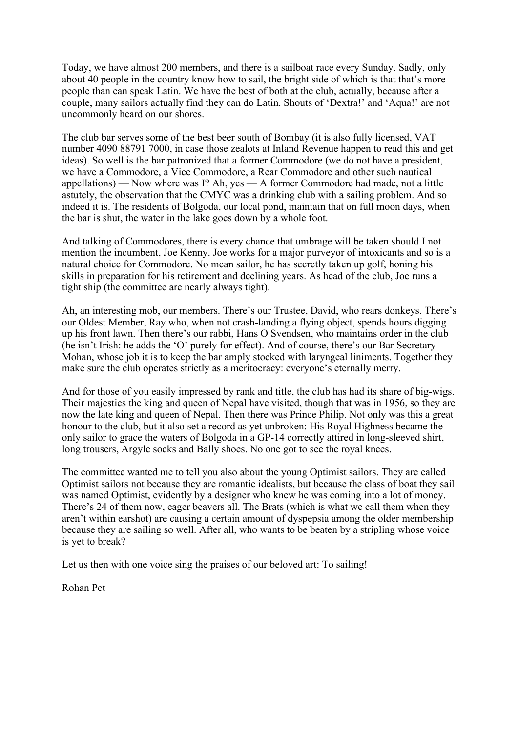Today, we have almost 200 members, and there is a sailboat race every Sunday. Sadly, only about 40 people in the country know how to sail, the bright side of which is that that's more people than can speak Latin. We have the best of both at the club, actually, because after a couple, many sailors actually find they can do Latin. Shouts of 'Dextra!' and 'Aqua!' are not uncommonly heard on our shores.

The club bar serves some of the best beer south of Bombay (it is also fully licensed, VAT number 4090 88791 7000, in case those zealots at Inland Revenue happen to read this and get ideas). So well is the bar patronized that a former Commodore (we do not have a president, we have a Commodore, a Vice Commodore, a Rear Commodore and other such nautical appellations) — Now where was I? Ah, yes — A former Commodore had made, not a little astutely, the observation that the CMYC was a drinking club with a sailing problem. And so indeed it is. The residents of Bolgoda, our local pond, maintain that on full moon days, when the bar is shut, the water in the lake goes down by a whole foot.

And talking of Commodores, there is every chance that umbrage will be taken should I not mention the incumbent, Joe Kenny. Joe works for a major purveyor of intoxicants and so is a natural choice for Commodore. No mean sailor, he has secretly taken up golf, honing his skills in preparation for his retirement and declining years. As head of the club, Joe runs a tight ship (the committee are nearly always tight).

Ah, an interesting mob, our members. There's our Trustee, David, who rears donkeys. There's our Oldest Member, Ray who, when not crash-landing a flying object, spends hours digging up his front lawn. Then there's our rabbi, Hans O Svendsen, who maintains order in the club (he isn't Irish: he adds the 'O' purely for effect). And of course, there's our Bar Secretary Mohan, whose job it is to keep the bar amply stocked with laryngeal liniments. Together they make sure the club operates strictly as a meritocracy: everyone's eternally merry.

And for those of you easily impressed by rank and title, the club has had its share of big-wigs. Their majesties the king and queen of Nepal have visited, though that was in 1956, so they are now the late king and queen of Nepal. Then there was Prince Philip. Not only was this a great honour to the club, but it also set a record as yet unbroken: His Royal Highness became the only sailor to grace the waters of Bolgoda in a GP-14 correctly attired in long-sleeved shirt, long trousers, Argyle socks and Bally shoes. No one got to see the royal knees.

The committee wanted me to tell you also about the young Optimist sailors. They are called Optimist sailors not because they are romantic idealists, but because the class of boat they sail was named Optimist, evidently by a designer who knew he was coming into a lot of money. There's 24 of them now, eager beavers all. The Brats (which is what we call them when they aren't within earshot) are causing a certain amount of dyspepsia among the older membership because they are sailing so well. After all, who wants to be beaten by a stripling whose voice is yet to break?

Let us then with one voice sing the praises of our beloved art: To sailing!

Rohan Pet